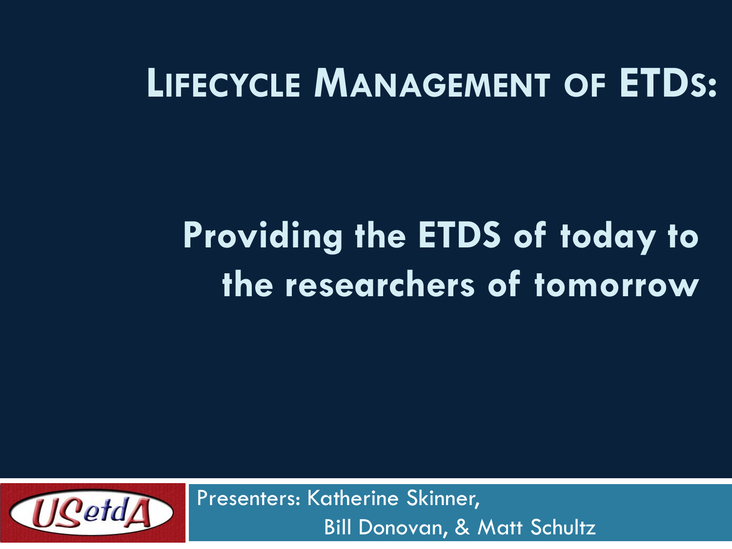# Lifecycle Management of ETDs:

## Providing the ETDS of today to the researchers of tomorrow

USetdA

Presenters: Katherine Skinner,
Bill Donovan, & Matt Schultz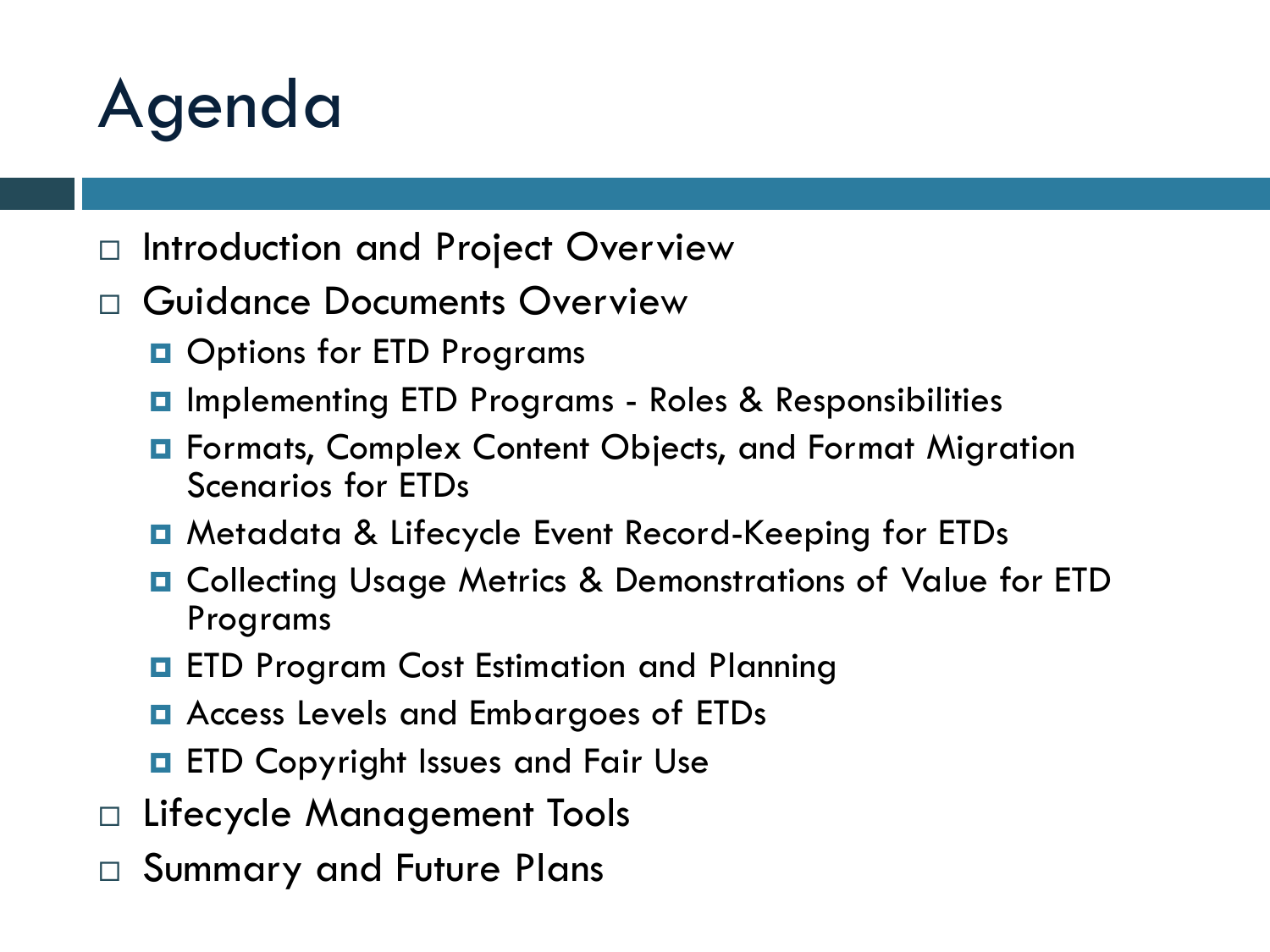# Agenda

- Introduction and Project Overview
- Guidance Documents Overview
  - Options for ETD Programs
  - Implementing ETD Programs - Roles & Responsibilities
  - Formats, Complex Content Objects, and Format Migration Scenarios for ETDs
  - Metadata & Lifecycle Event Record-Keeping for ETDs
  - Collecting Usage Metrics & Demonstrations of Value for ETD Programs
  - ETD Program Cost Estimation and Planning
  - Access Levels and Embargoes of ETDs
  - ETD Copyright Issues and Fair Use
- Lifecycle Management Tools
- Summary and Future Plans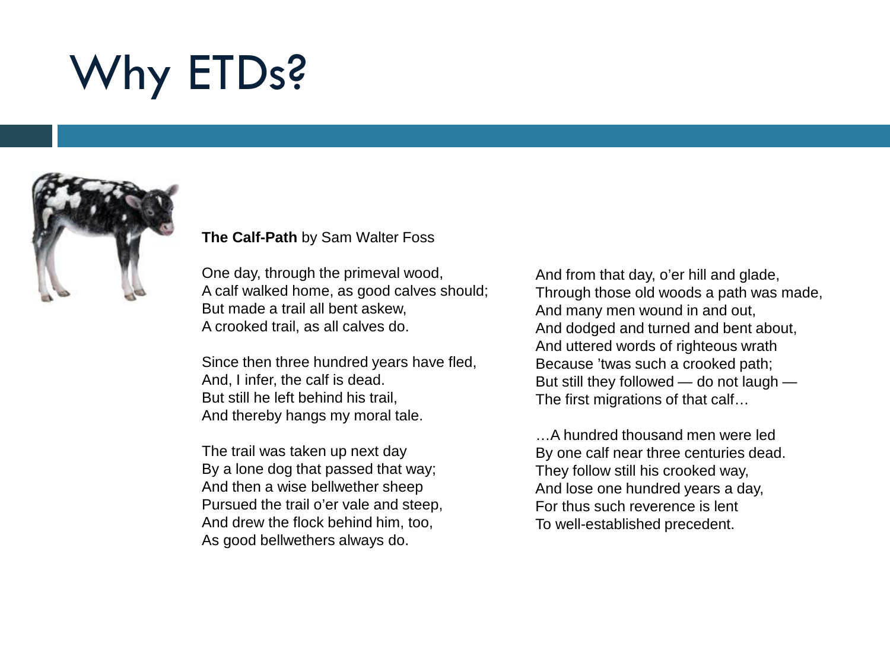# Why ETDs?

**The Calf-Path** by Sam Walter Foss

One day, through the primeval wood,
A calf walked home, as good calves should;
But made a trail all bent askew,
A crooked trail, as all calves do.

Since then three hundred years have fled,
And, I infer, the calf is dead.
But still he left behind his trail,
And thereby hangs my moral tale.

The trail was taken up next day
By a lone dog that passed that way;
And then a wise bellwether sheep
Pursued the trail o'er vale and steep,
And drew the flock behind him, too,
As good bellwethers always do.

And from that day, o'er hill and glade,
Through those old woods a path was made,
And many men wound in and out,
And dodged and turned and bent about,
And uttered words of righteous wrath
Because 'twas such a crooked path;
But still they followed — do not laugh —
The first migrations of that calf…

…A hundred thousand men were led
By one calf near three centuries dead.
They follow still his crooked way,
And lose one hundred years a day,
For thus such reverence is lent
To well-established precedent.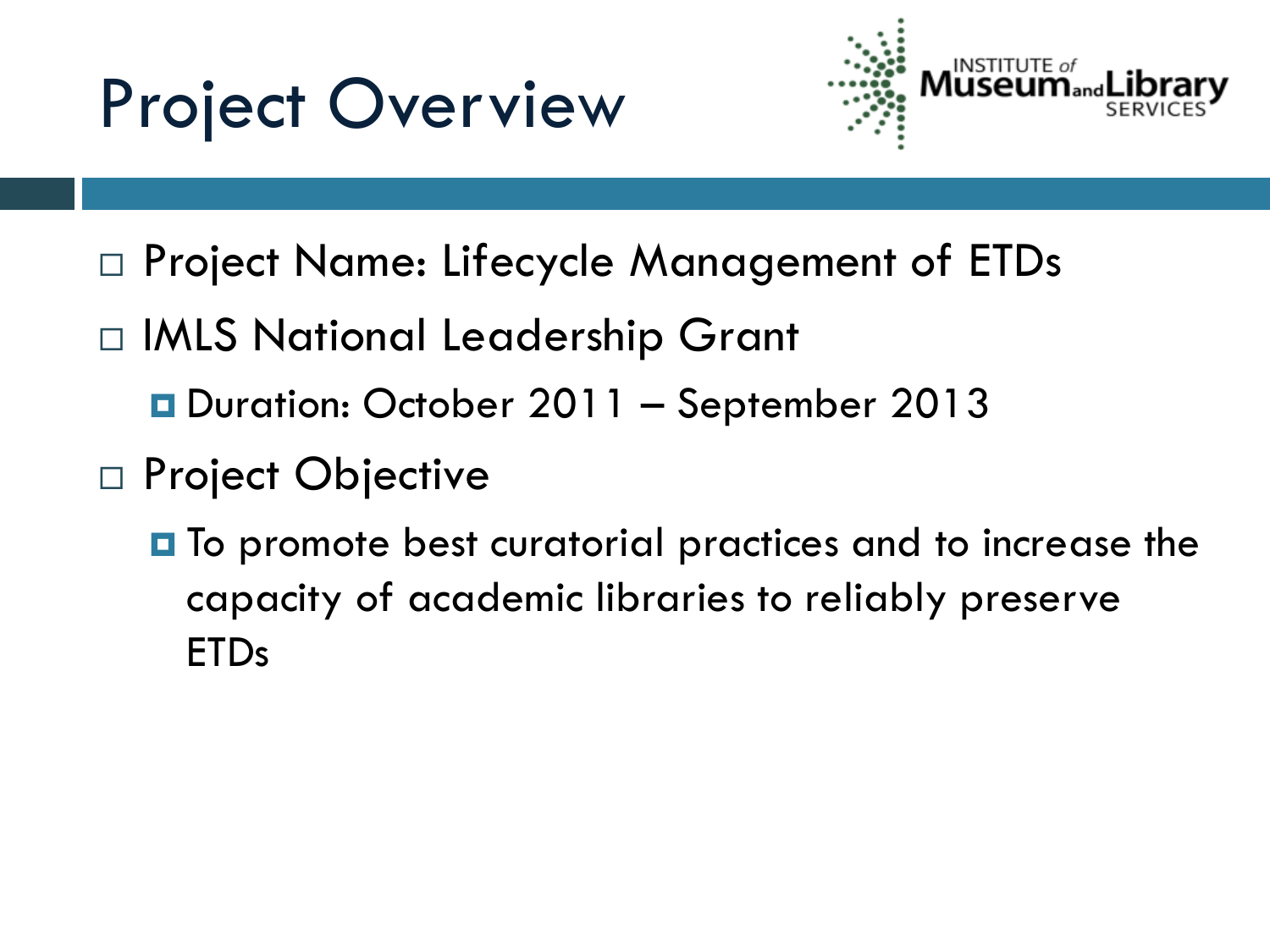# Project Overview

- Project Name: Lifecycle Management of ETDs
- IMLS National Leadership Grant
  - Duration: October 2011 – September 2013
- Project Objective
  - To promote best curatorial practices and to increase the capacity of academic libraries to reliably preserve ETDs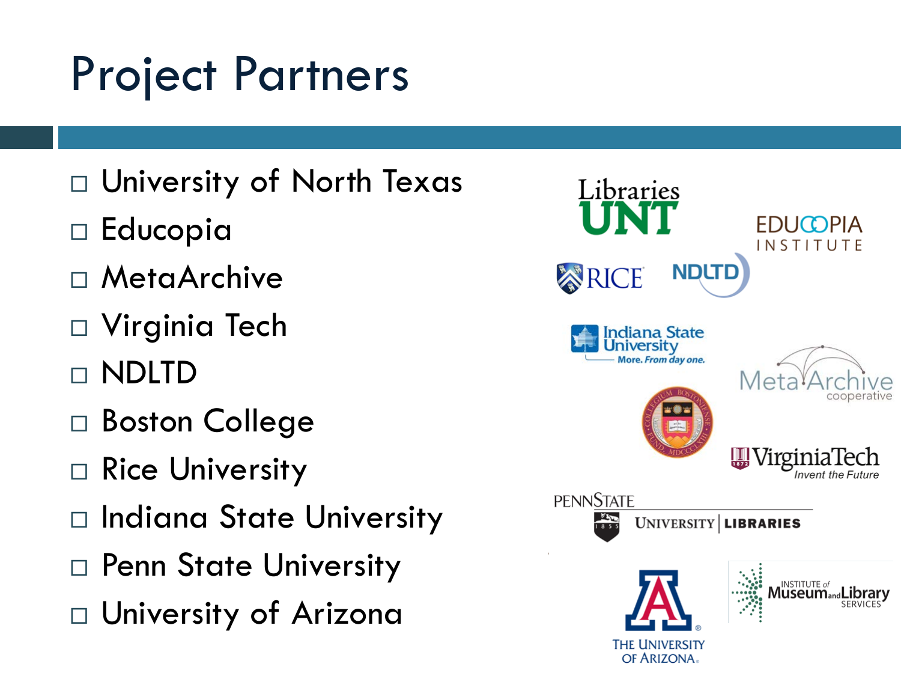# Project Partners

- University of North Texas
- Educopia
- MetaArchive
- Virginia Tech
- NDLTD
- Boston College
- Rice University
- Indiana State University
- Penn State University
- University of Arizona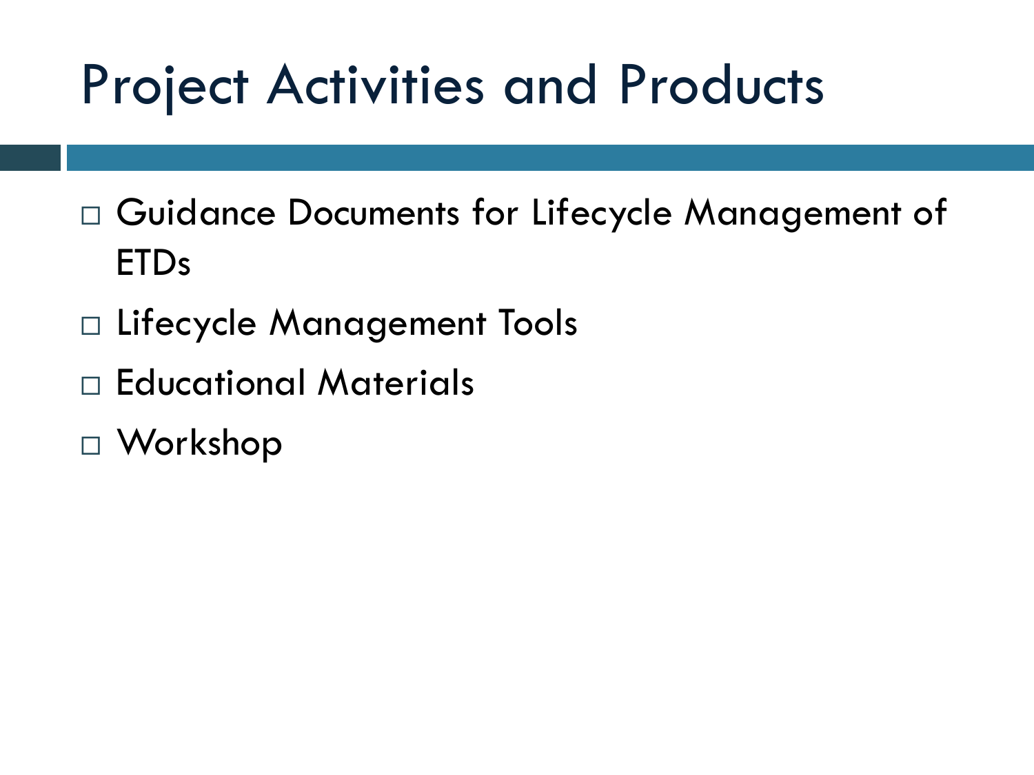# Project Activities and Products

- Guidance Documents for Lifecycle Management of ETDs
- Lifecycle Management Tools
- Educational Materials
- Workshop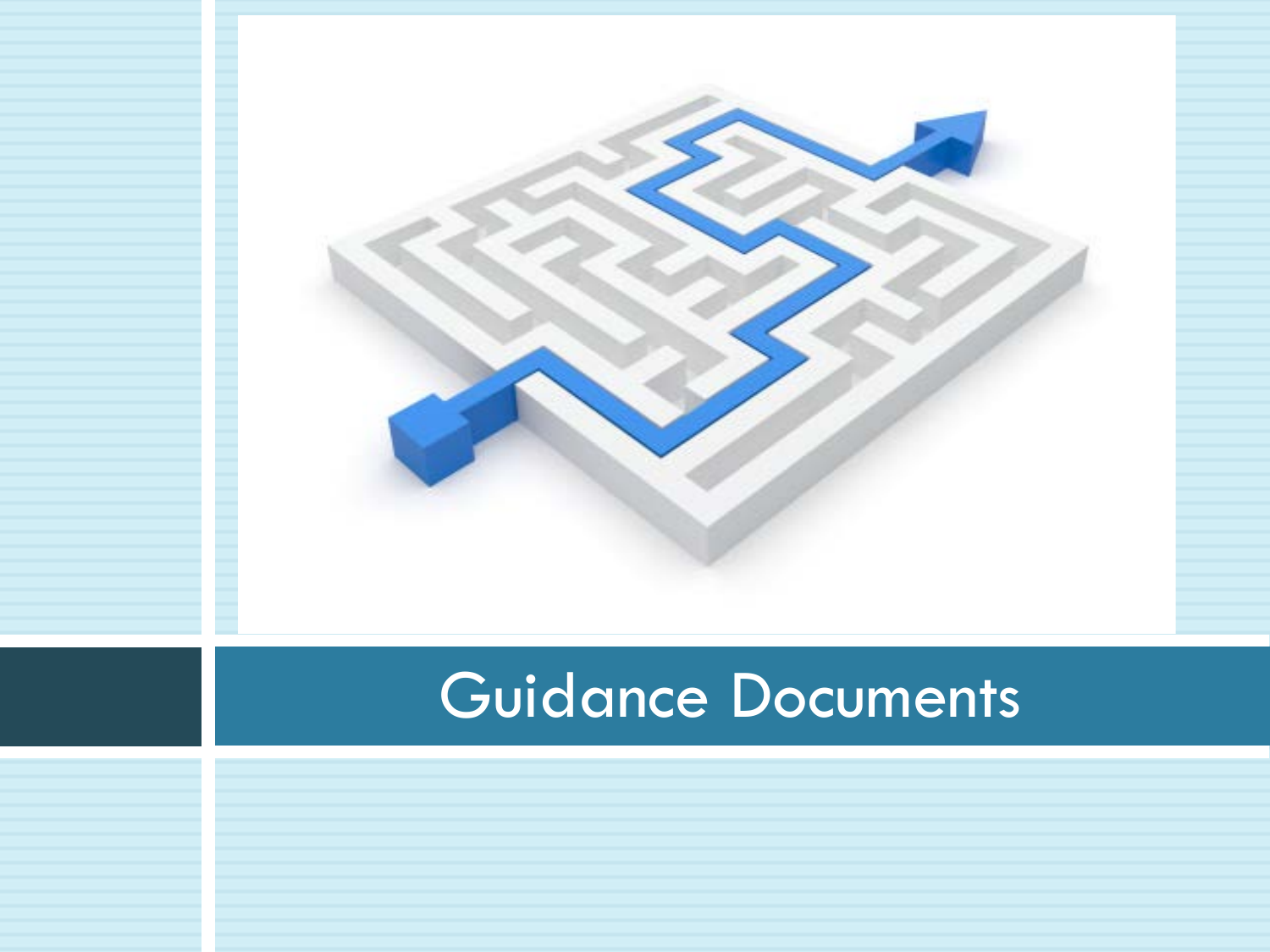# Guidance Documents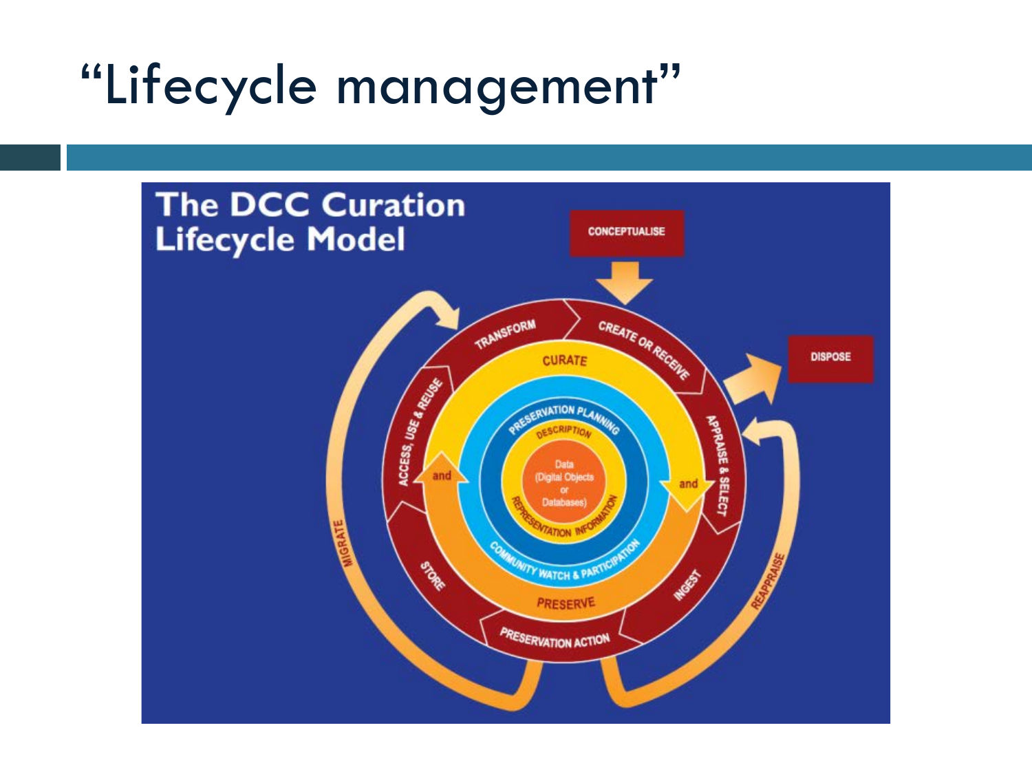# "Lifecycle management"

The DCC Curation Lifecycle Model

CONCEPTUALISE

CREATE OR RECEIVE

APPRAISE & SELECT

DISPOSE

INGEST

PRESERVATION ACTION

STORE

ACCESS, USE & REUSE

TRANSFORM

MIGRATE

REAPPRAISE

CURATE

PRESERVE

and

and

PRESERVATION PLANNING

COMMUNITY WATCH & PARTICIPATION

DESCRIPTION

REPRESENTATION INFORMATION

Data (Digital Objects or Databases)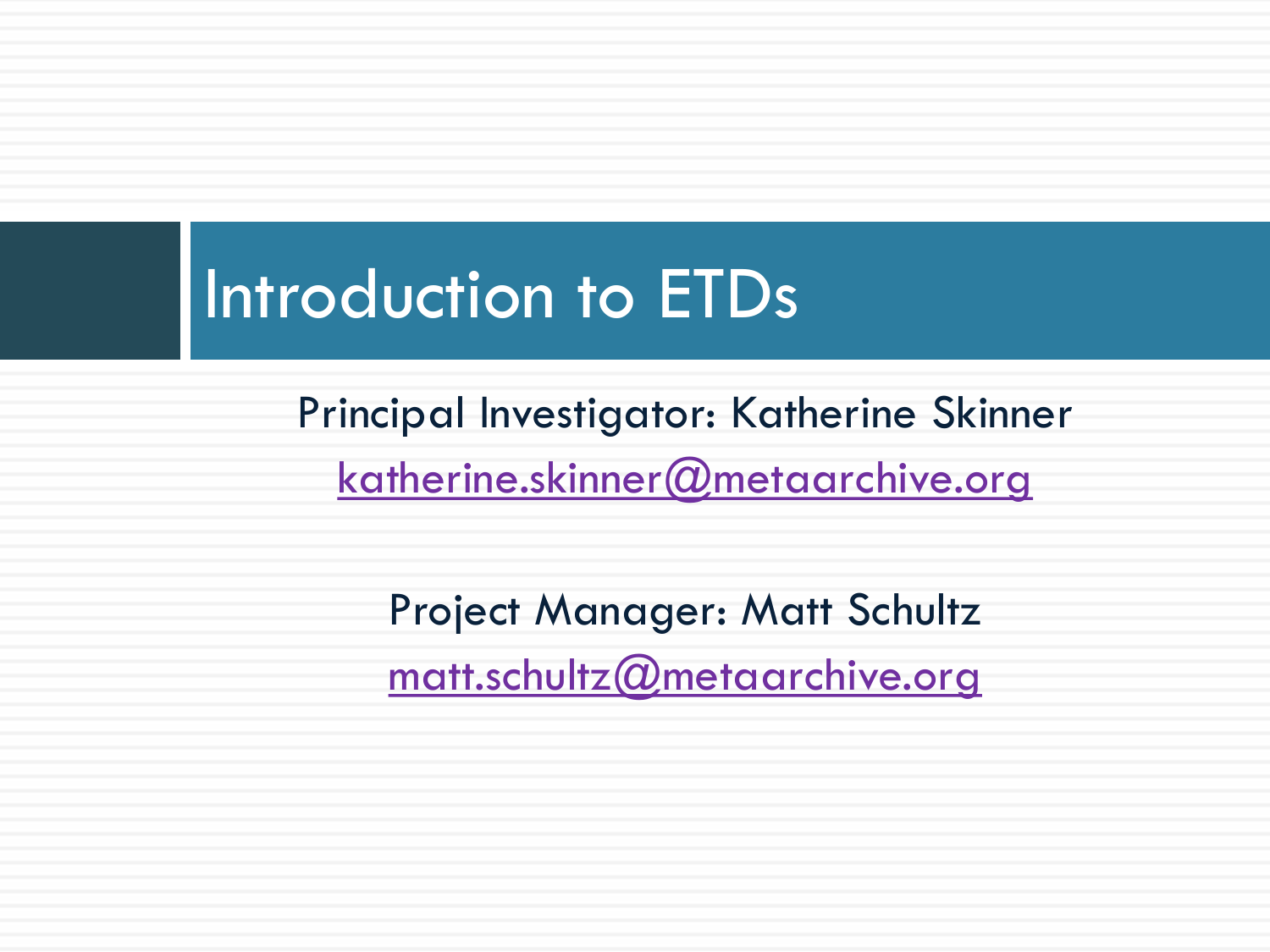# Introduction to ETDs

Principal Investigator: Katherine Skinner

katherine.skinner@metaarchive.org

Project Manager: Matt Schultz

matt.schultz@metaarchive.org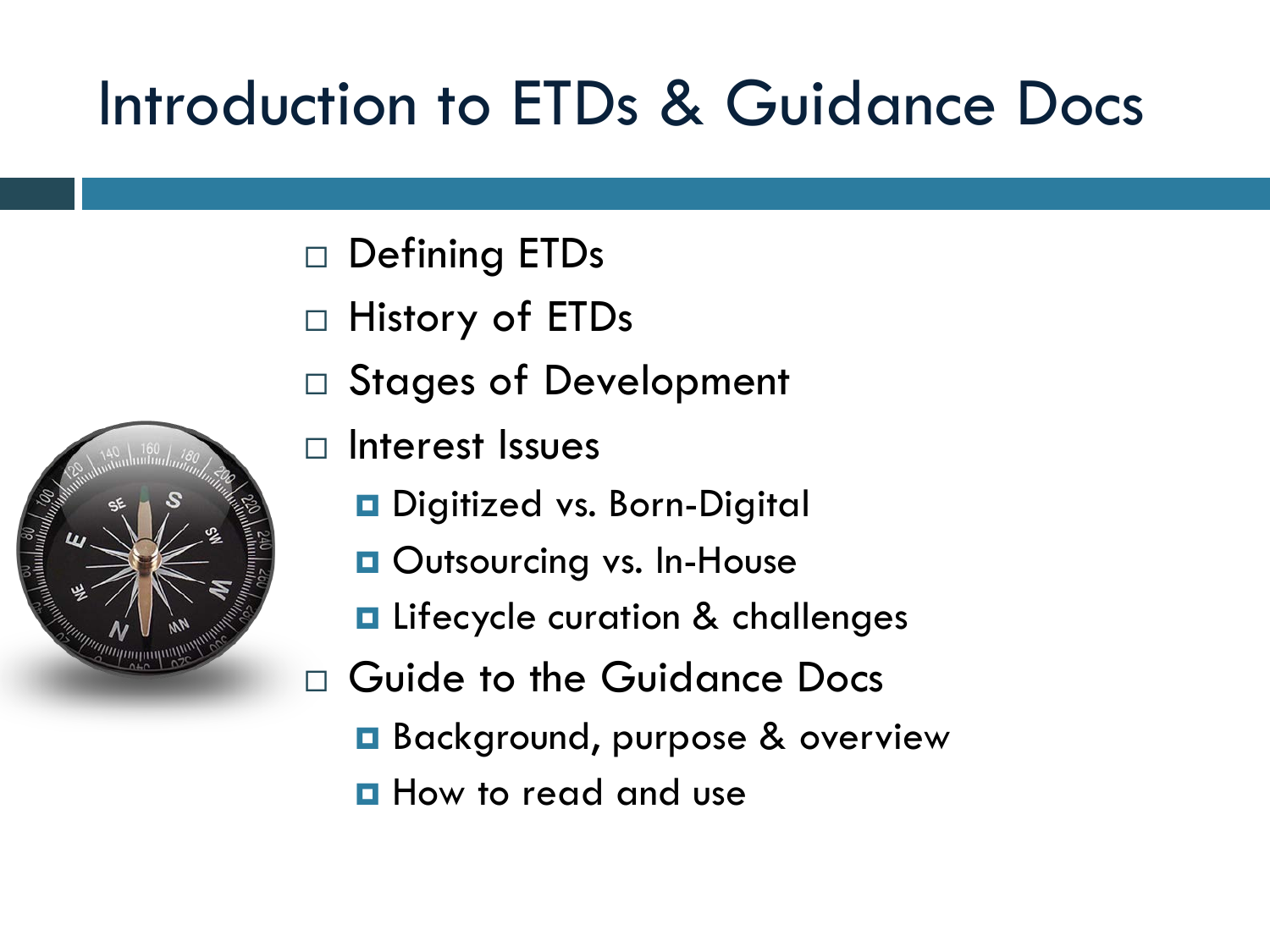# Introduction to ETDs & Guidance Docs

- Defining ETDs
- History of ETDs
- Stages of Development
- Interest Issues
  - Digitized vs. Born-Digital
  - Outsourcing vs. In-House
  - Lifecycle curation & challenges
- Guide to the Guidance Docs
  - Background, purpose & overview
  - How to read and use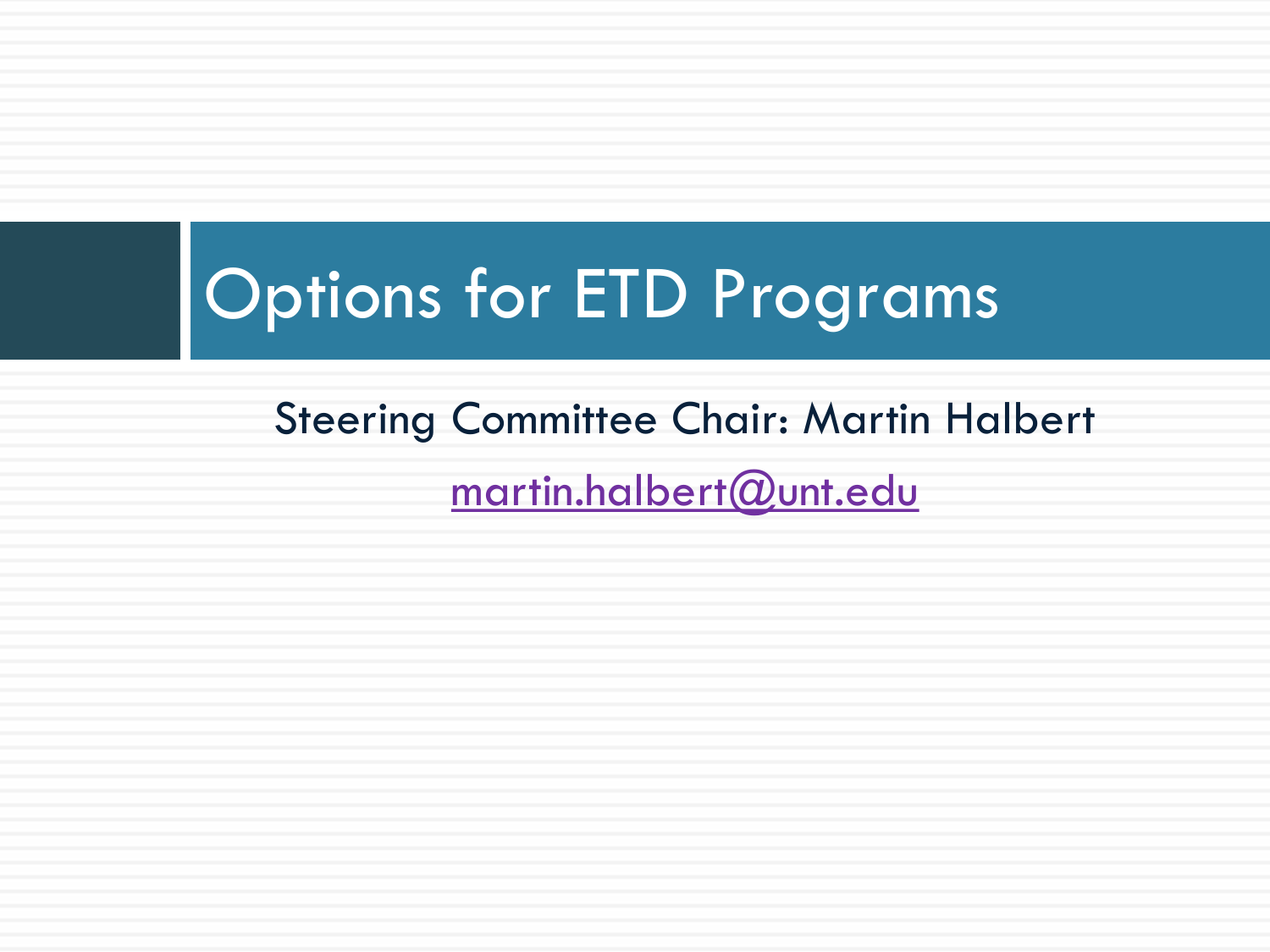# Options for ETD Programs

Steering Committee Chair: Martin Halbert

martin.halbert@unt.edu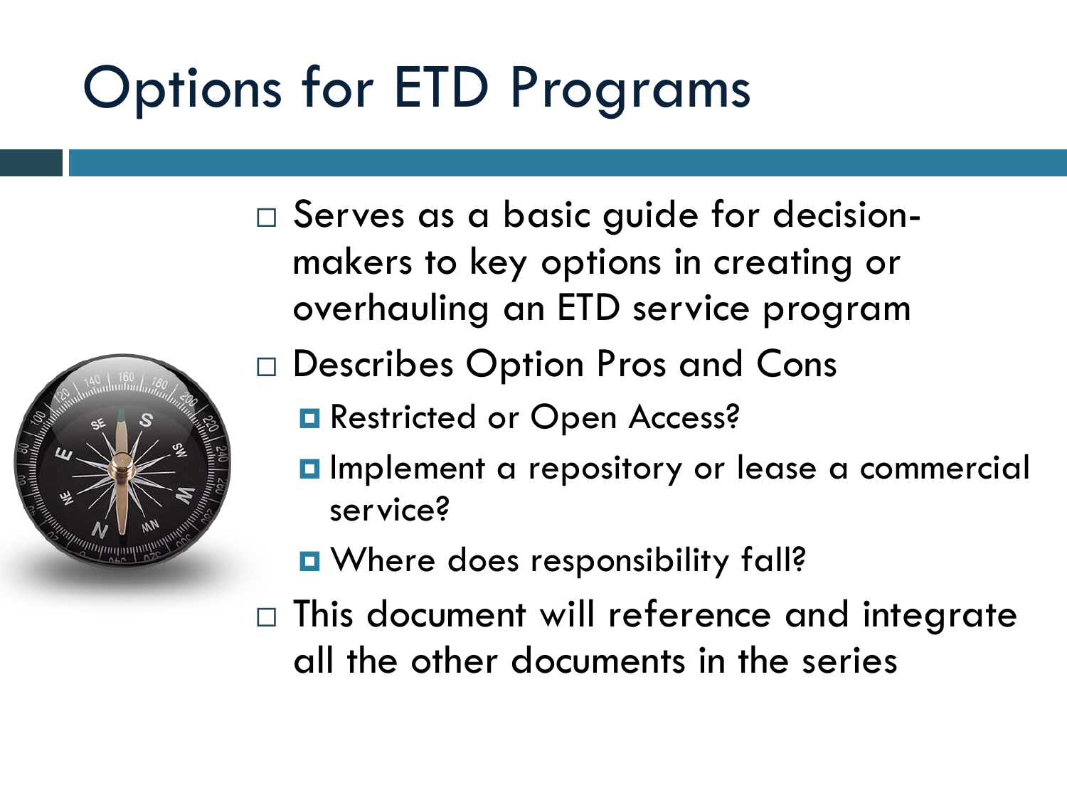# Options for ETD Programs

- Serves as a basic guide for decision-makers to key options in creating or overhauling an ETD service program
- Describes Option Pros and Cons
  - Restricted or Open Access?
  - Implement a repository or lease a commercial service?
  - Where does responsibility fall?
- This document will reference and integrate all the other documents in the series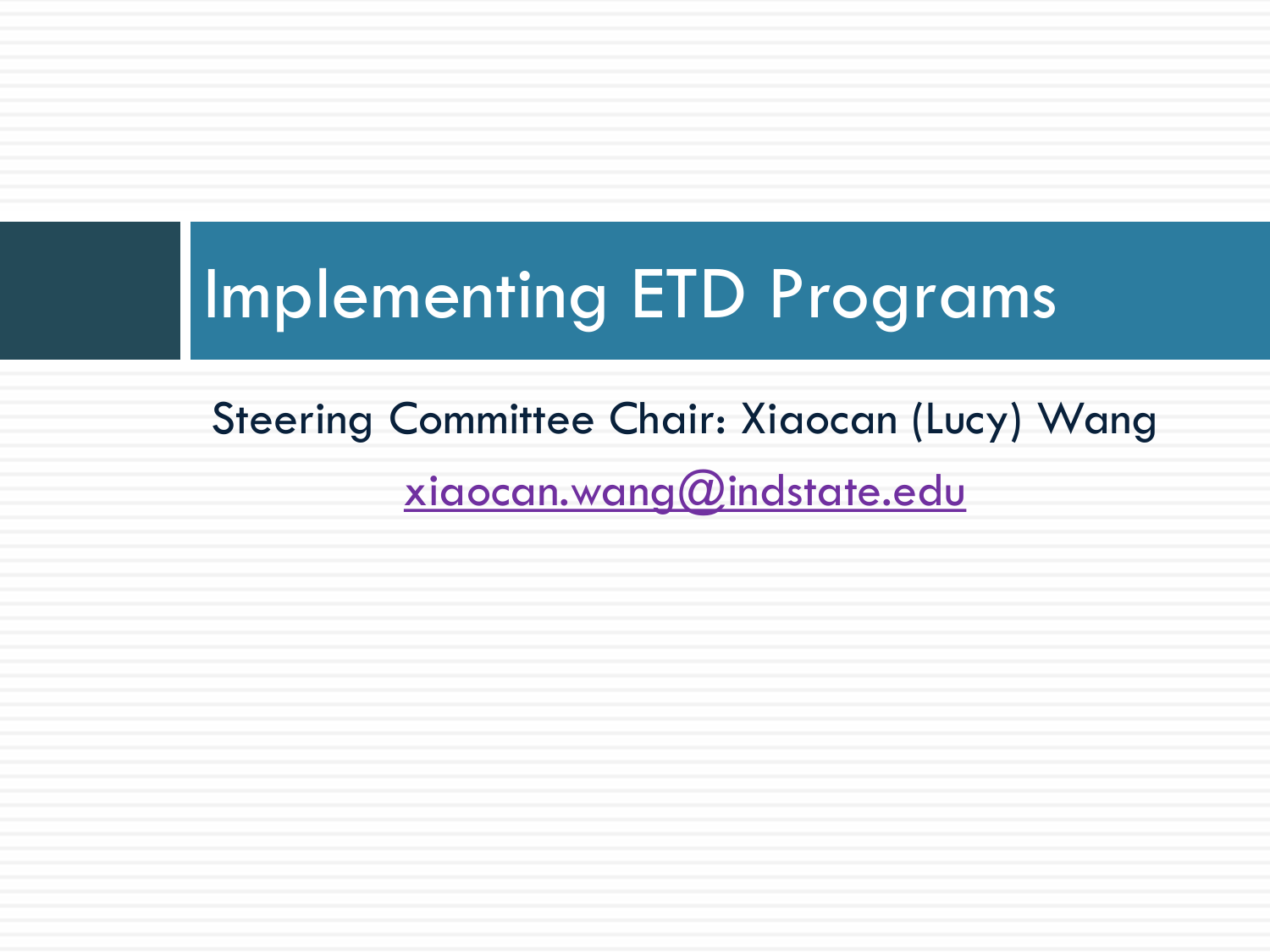# Implementing ETD Programs

Steering Committee Chair: Xiaocan (Lucy) Wang

xiaocan.wang@indstate.edu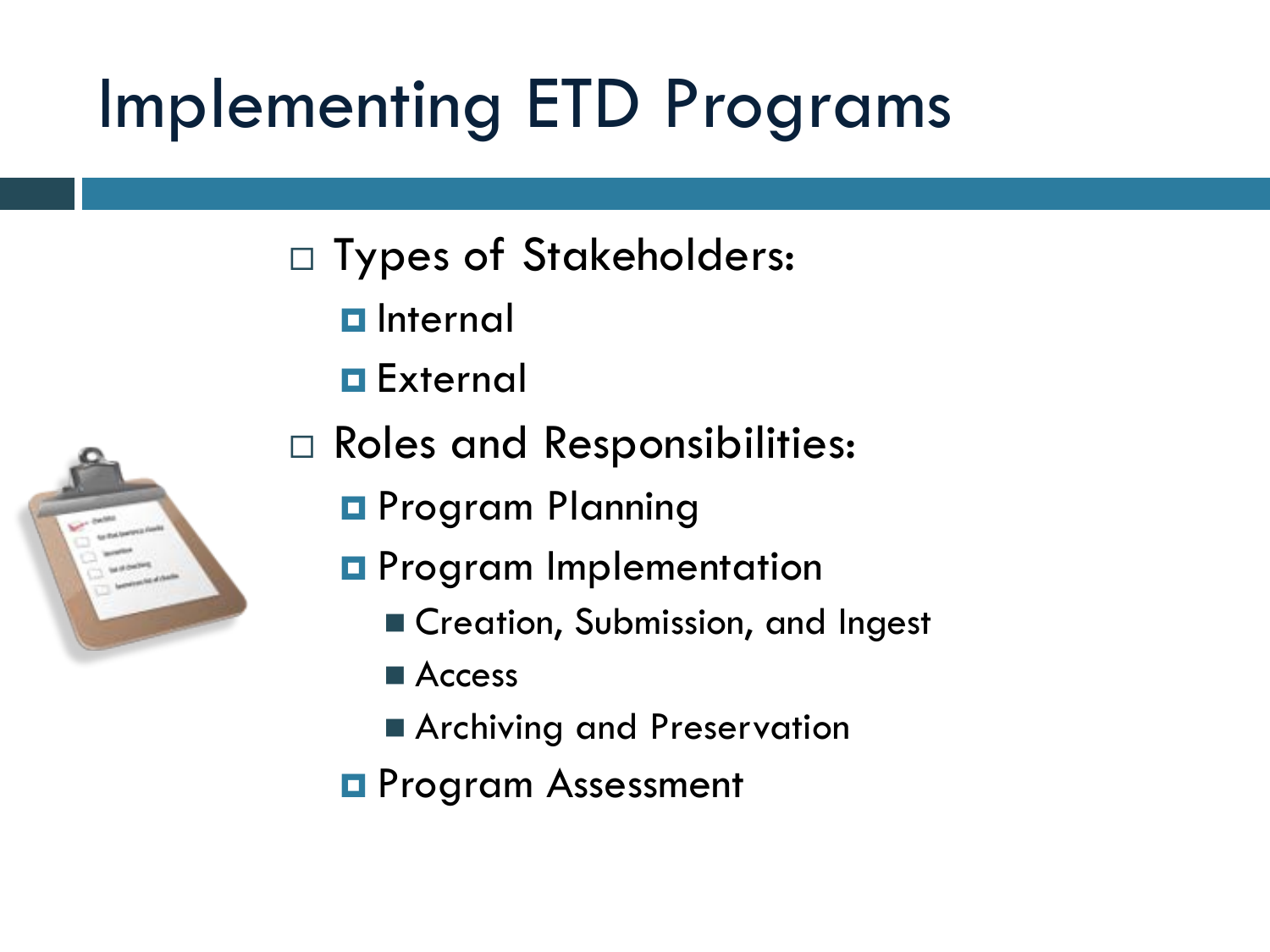# Implementing ETD Programs

- Types of Stakeholders:
  - Internal
  - External
- Roles and Responsibilities:
  - Program Planning
  - Program Implementation
    - Creation, Submission, and Ingest
    - Access
    - Archiving and Preservation
  - Program Assessment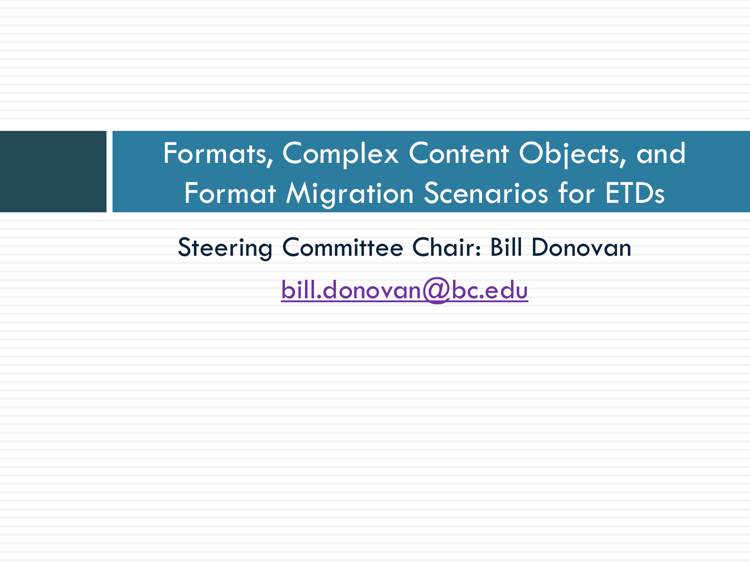# Formats, Complex Content Objects, and Format Migration Scenarios for ETDs

Steering Committee Chair: Bill Donovan

bill.donovan@bc.edu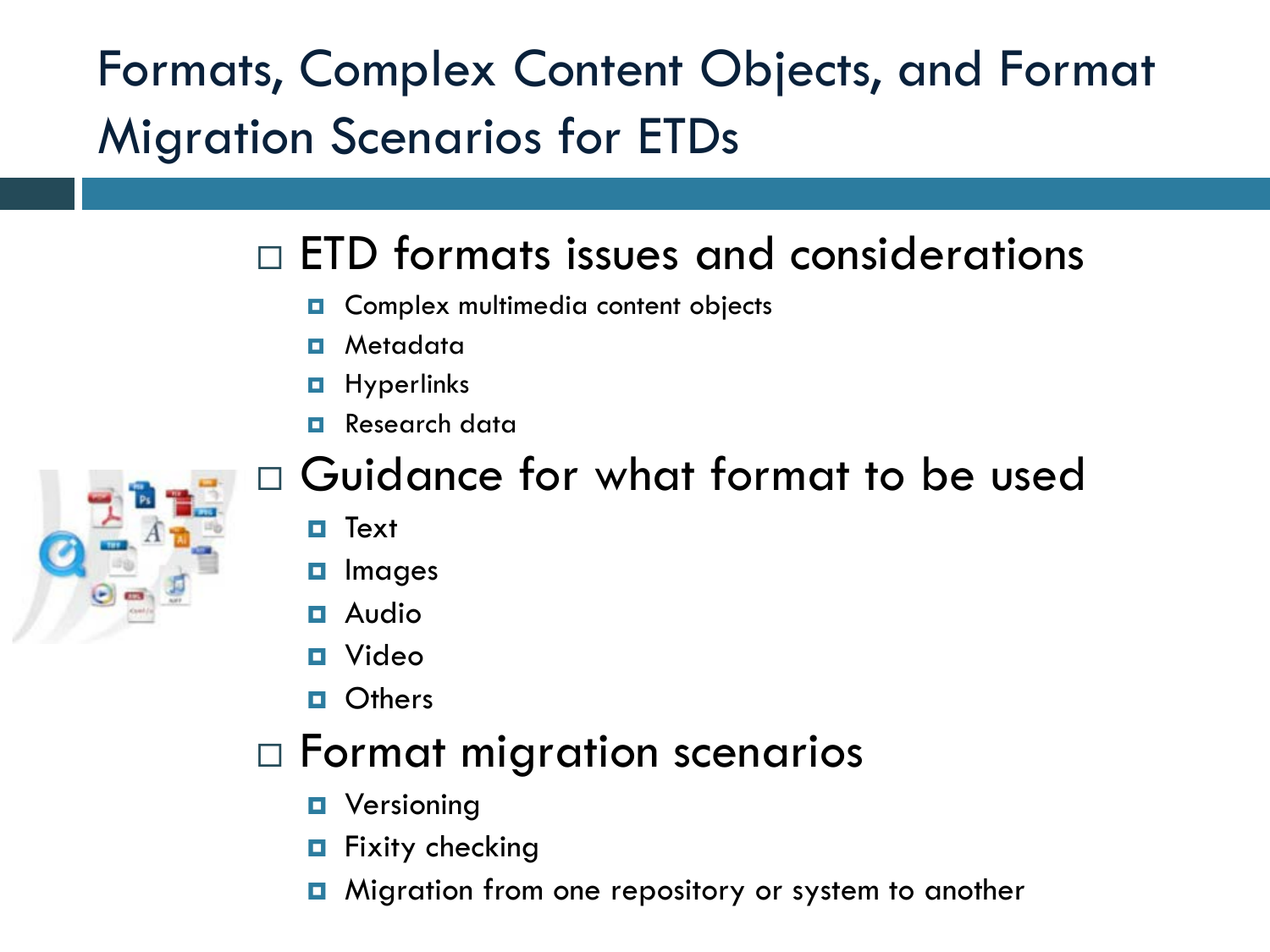# Formats, Complex Content Objects, and Format Migration Scenarios for ETDs

- ETD formats issues and considerations
  - Complex multimedia content objects
  - Metadata
  - Hyperlinks
  - Research data
- Guidance for what format to be used
  - Text
  - Images
  - Audio
  - Video
  - Others
- Format migration scenarios
  - Versioning
  - Fixity checking
  - Migration from one repository or system to another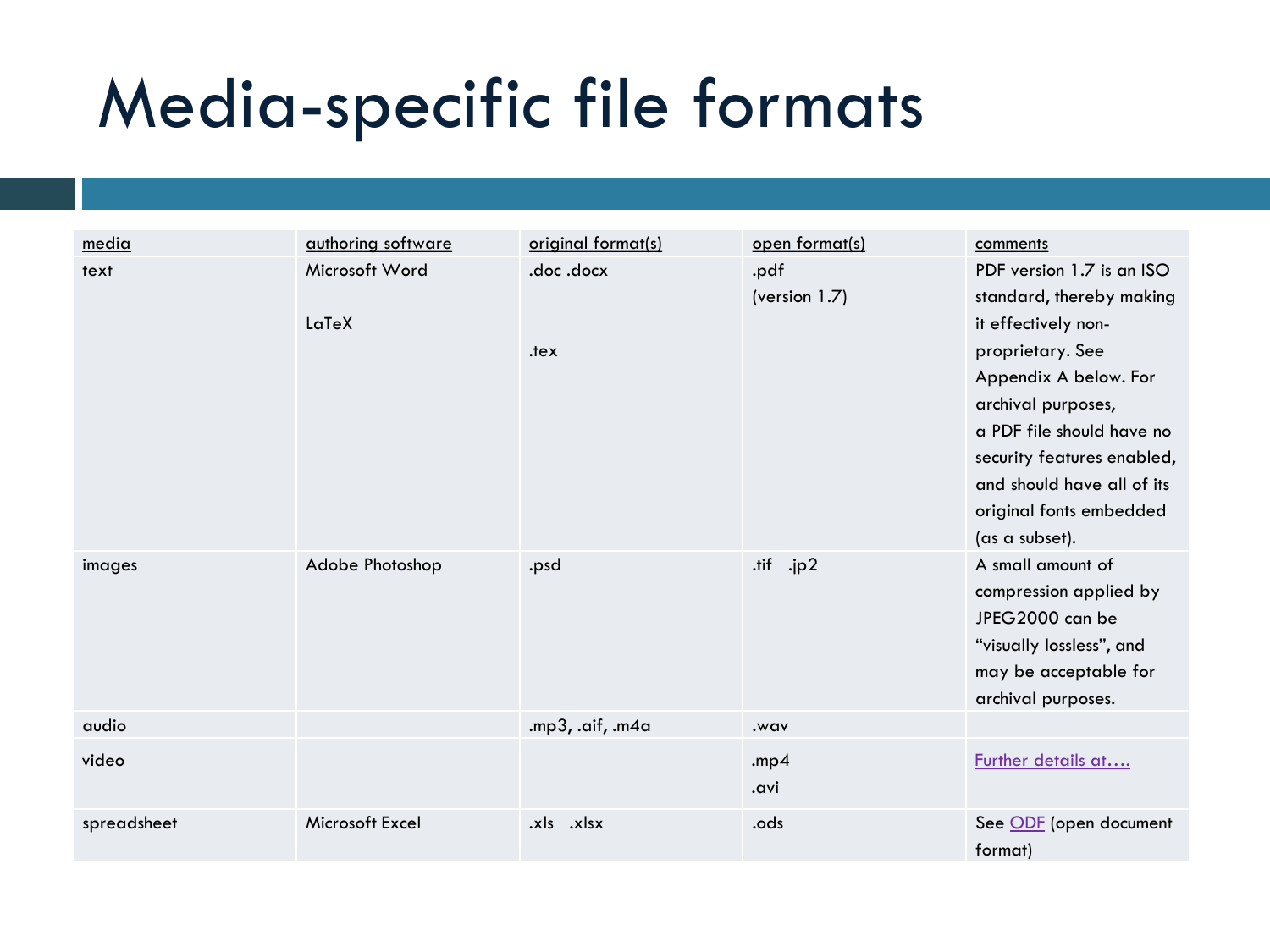# Media-specific file formats

| media | authoring software | original format(s) | open format(s) | comments |
|---|---|---|---|---|
| text | Microsoft Word<br><br>LaTeX | .doc .docx<br><br><br>.tex | .pdf<br>(version 1.7) | PDF version 1.7 is an ISO standard, thereby making it effectively non-proprietary. See Appendix A below. For archival purposes, a PDF file should have no security features enabled, and should have all of its original fonts embedded (as a subset). |
| images | Adobe Photoshop | .psd | .tif .jp2 | A small amount of compression applied by JPEG2000 can be "visually lossless", and may be acceptable for archival purposes. |
| audio | | .mp3, .aif, .m4a | .wav | |
| video | | | .mp4<br>.avi | Further details at…. |
| spreadsheet | Microsoft Excel | .xls .xlsx | .ods | See ODF (open document format) |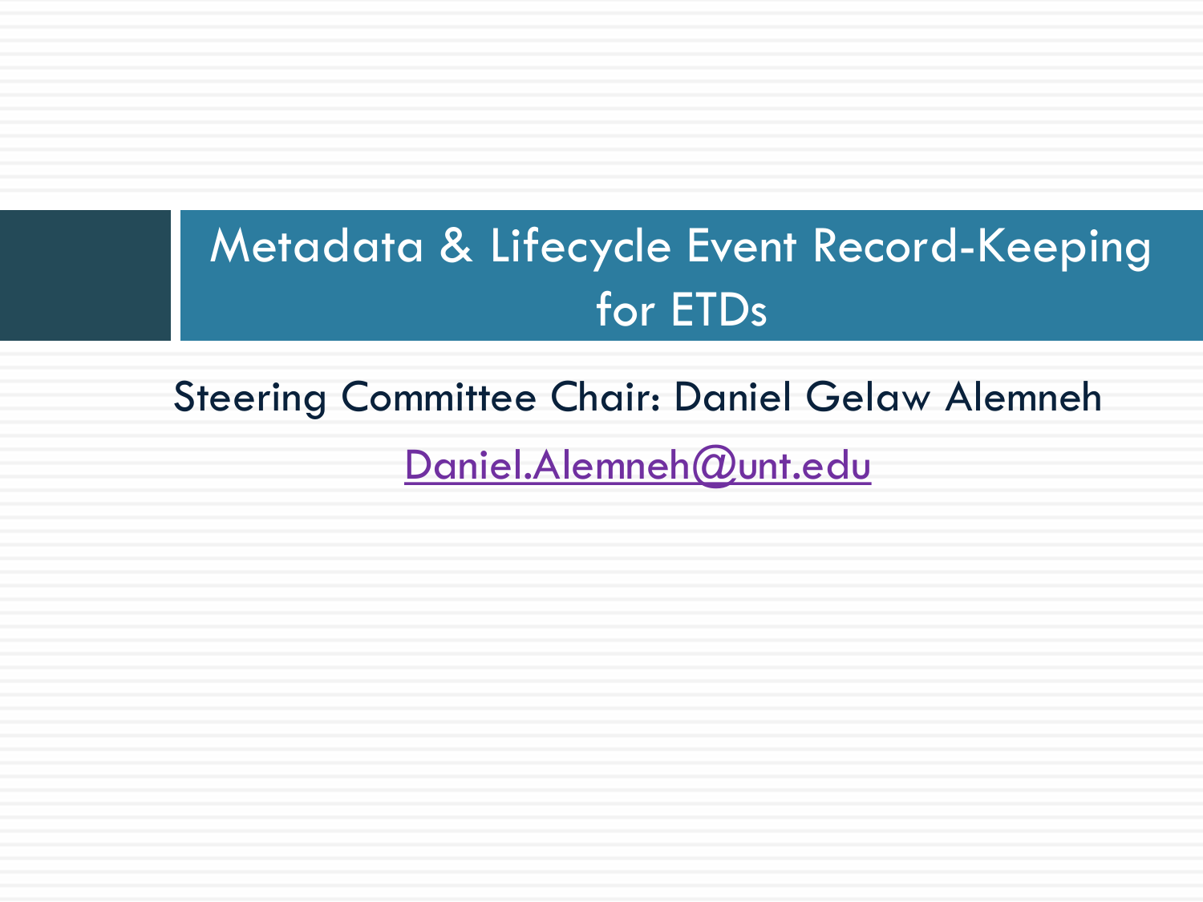# Metadata & Lifecycle Event Record-Keeping for ETDs

Steering Committee Chair: Daniel Gelaw Alemneh

Daniel.Alemneh@unt.edu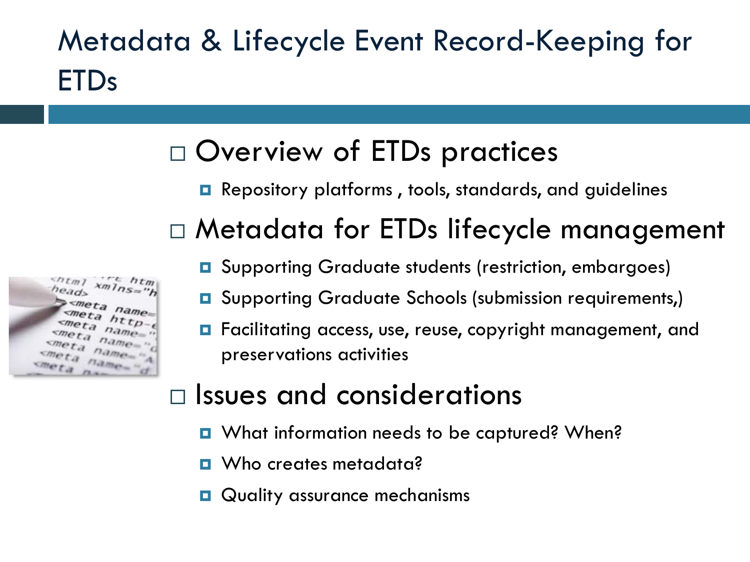# Metadata & Lifecycle Event Record-Keeping for ETDs

- Overview of ETDs practices
  - Repository platforms , tools, standards, and guidelines
- Metadata for ETDs lifecycle management
  - Supporting Graduate students (restriction, embargoes)
  - Supporting Graduate Schools (submission requirements,)
  - Facilitating access, use, reuse, copyright management, and preservations activities
- Issues and considerations
  - What information needs to be captured? When?
  - Who creates metadata?
  - Quality assurance mechanisms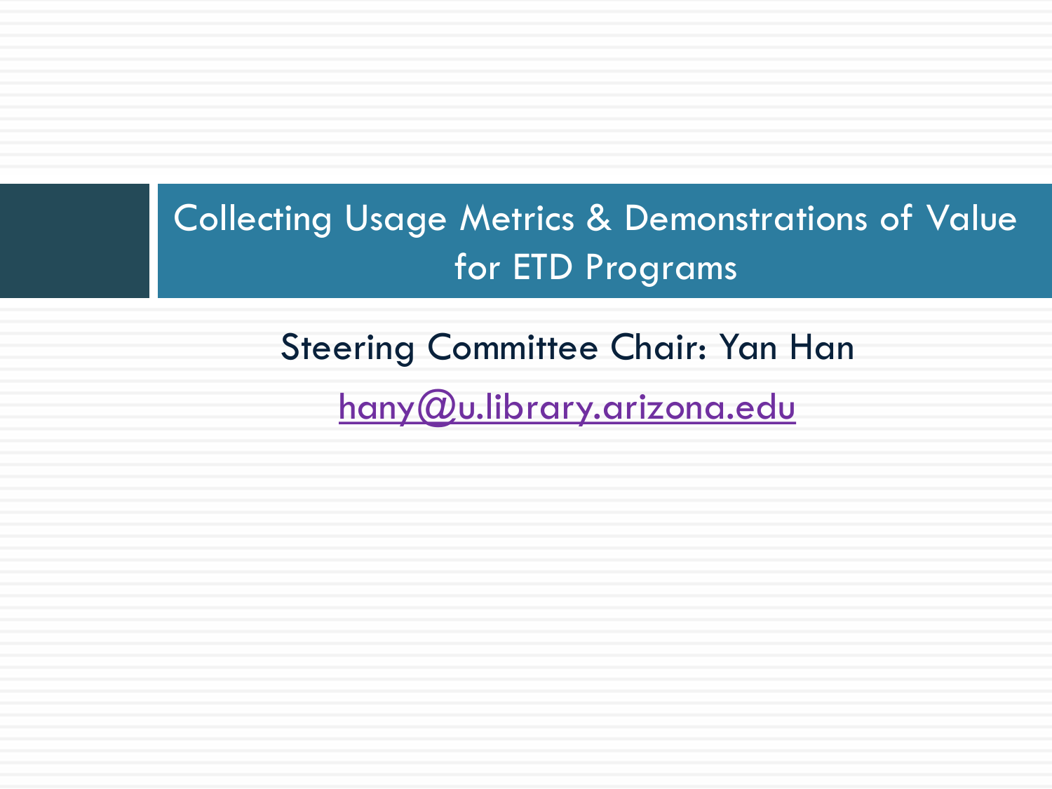# Collecting Usage Metrics & Demonstrations of Value for ETD Programs

Steering Committee Chair: Yan Han

hany@u.library.arizona.edu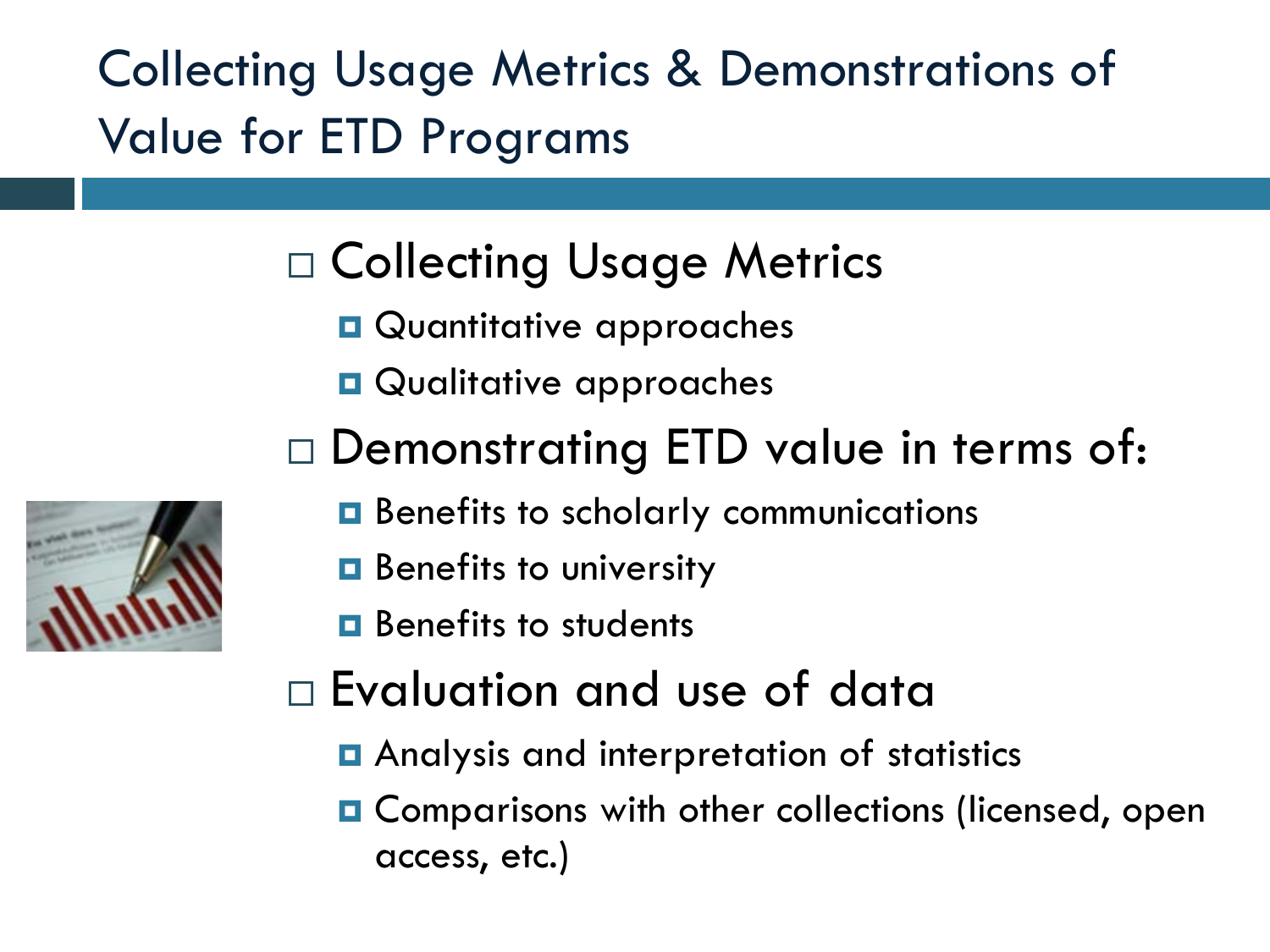# Collecting Usage Metrics & Demonstrations of Value for ETD Programs

- Collecting Usage Metrics
  - Quantitative approaches
  - Qualitative approaches
- Demonstrating ETD value in terms of:
  - Benefits to scholarly communications
  - Benefits to university
  - Benefits to students
- Evaluation and use of data
  - Analysis and interpretation of statistics
  - Comparisons with other collections (licensed, open access, etc.)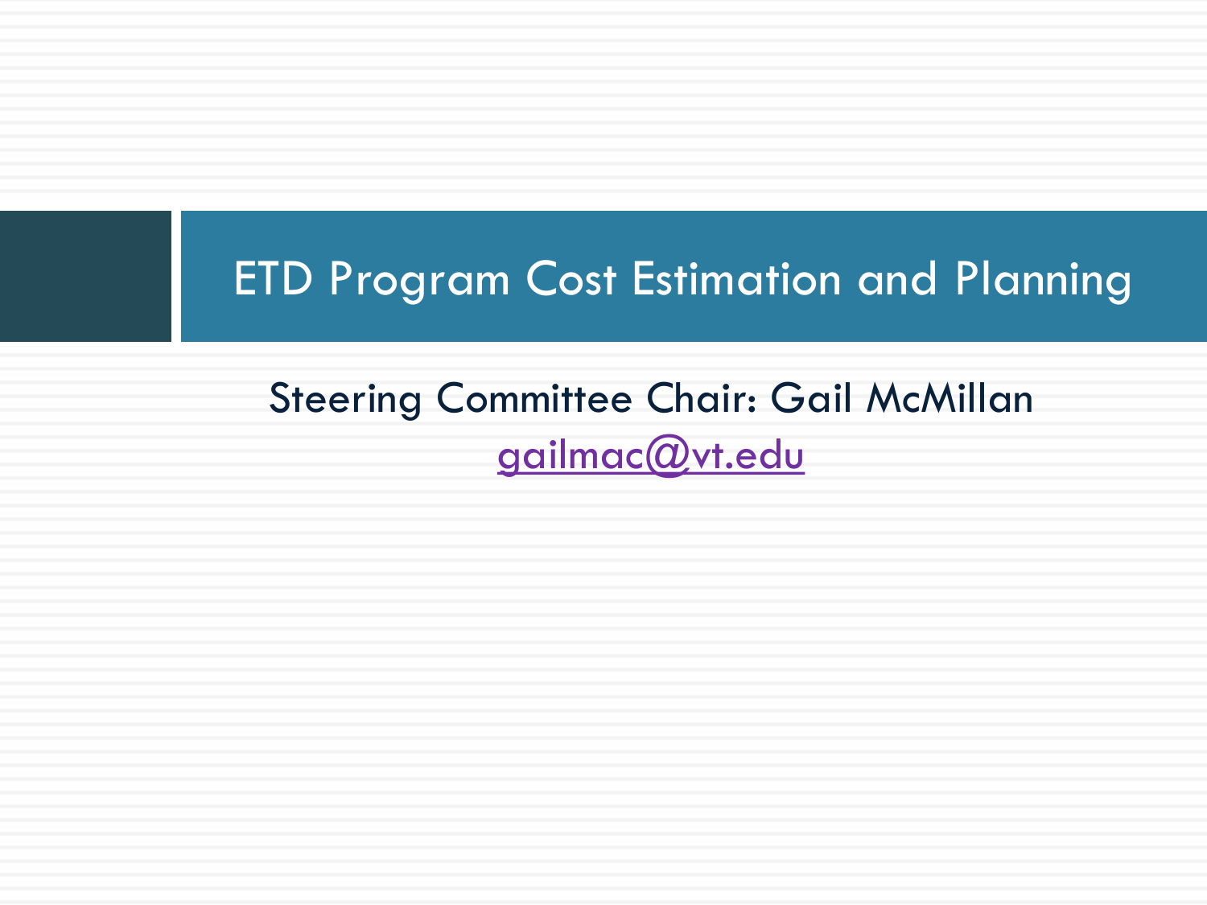# ETD Program Cost Estimation and Planning

Steering Committee Chair: Gail McMillan

gailmac@vt.edu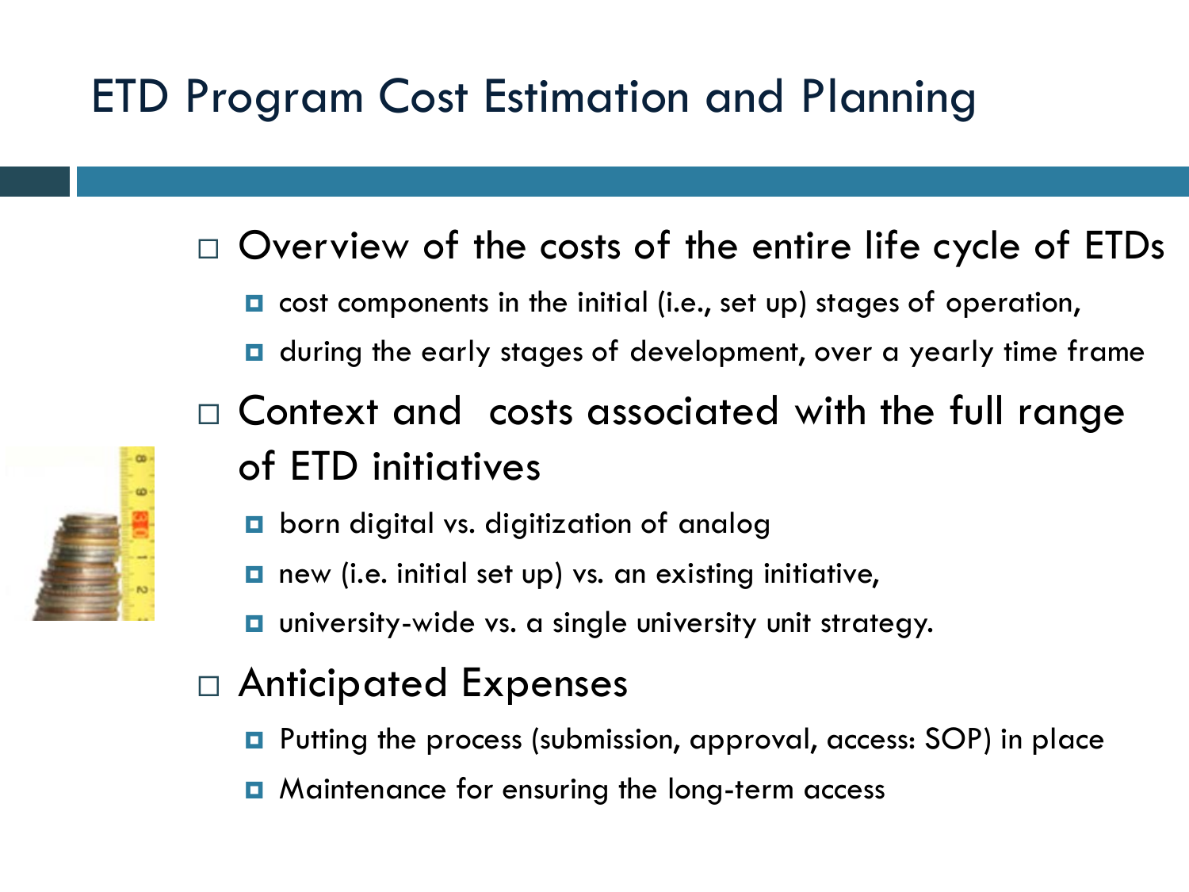# ETD Program Cost Estimation and Planning

- Overview of the costs of the entire life cycle of ETDs
  - cost components in the initial (i.e., set up) stages of operation,
  - during the early stages of development, over a yearly time frame
- Context and costs associated with the full range of ETD initiatives
  - born digital vs. digitization of analog
  - new (i.e. initial set up) vs. an existing initiative,
  - university-wide vs. a single university unit strategy.
- Anticipated Expenses
  - Putting the process (submission, approval, access: SOP) in place
  - Maintenance for ensuring the long-term access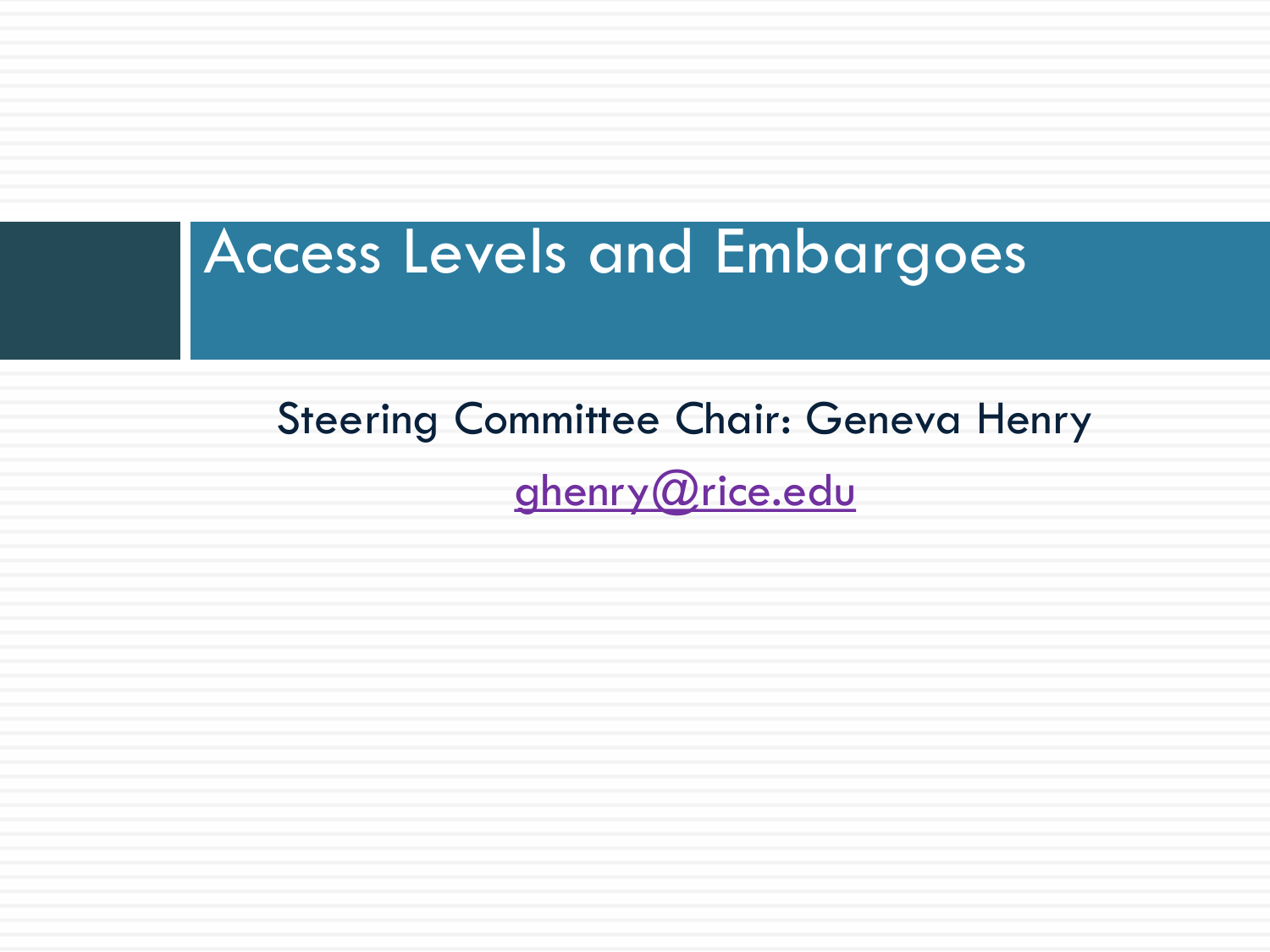# Access Levels and Embargoes

Steering Committee Chair: Geneva Henry

ghenry@rice.edu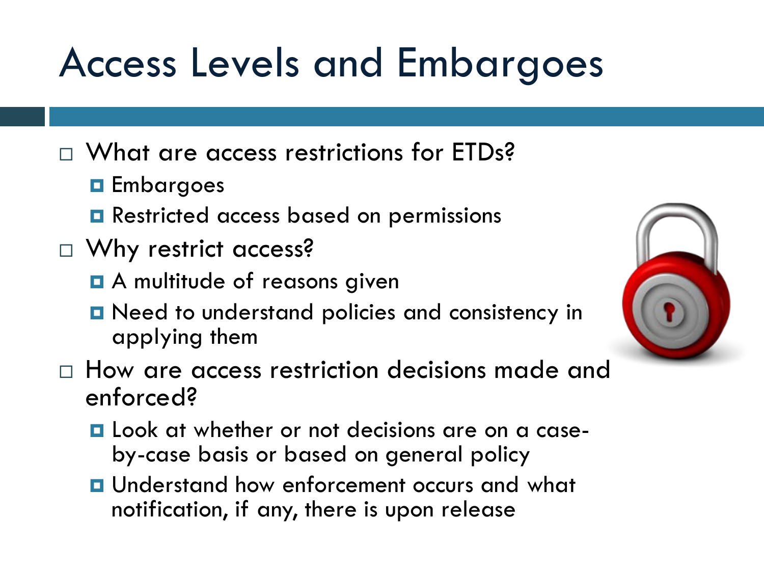# Access Levels and Embargoes

- What are access restrictions for ETDs?
  - Embargoes
  - Restricted access based on permissions
- Why restrict access?
  - A multitude of reasons given
  - Need to understand policies and consistency in applying them
- How are access restriction decisions made and enforced?
  - Look at whether or not decisions are on a case-by-case basis or based on general policy
  - Understand how enforcement occurs and what notification, if any, there is upon release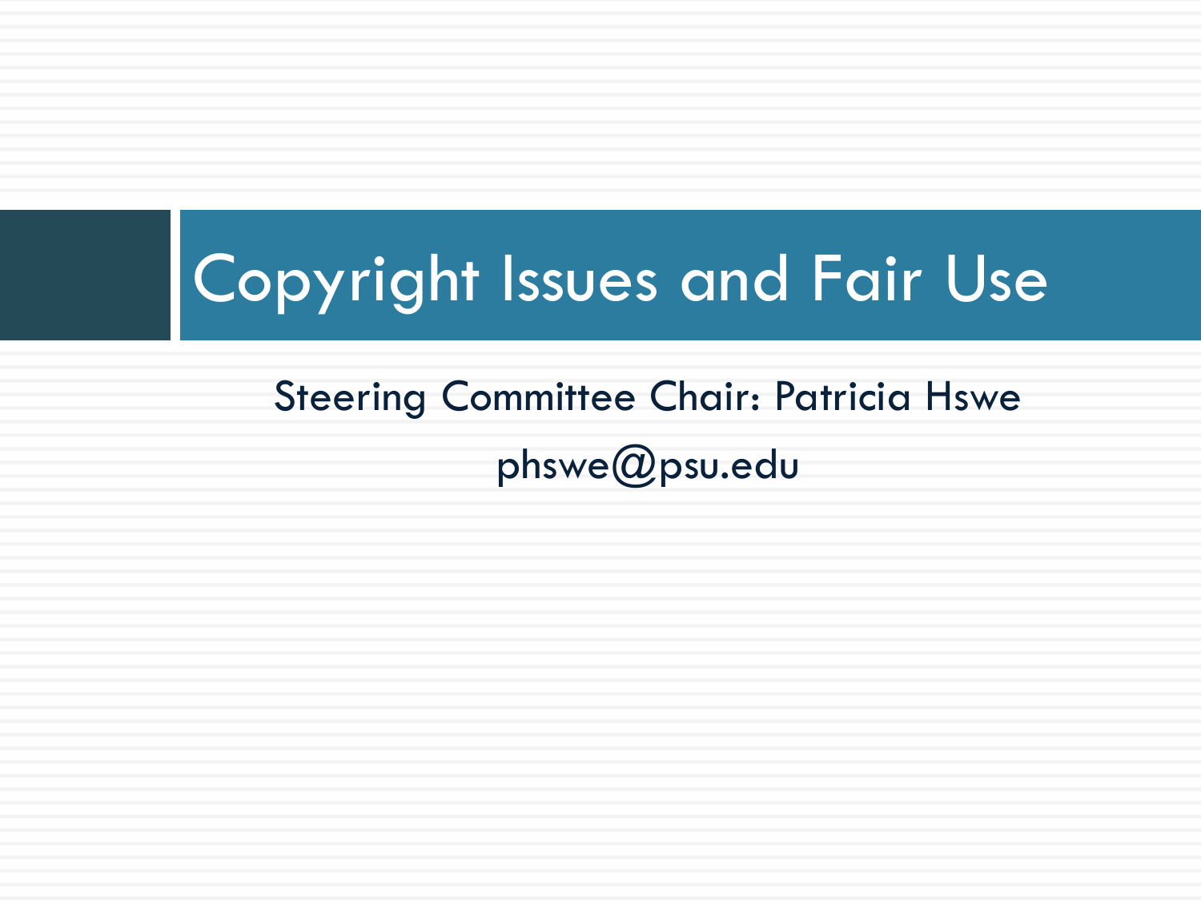# Copyright Issues and Fair Use

Steering Committee Chair: Patricia Hswe

phswe@psu.edu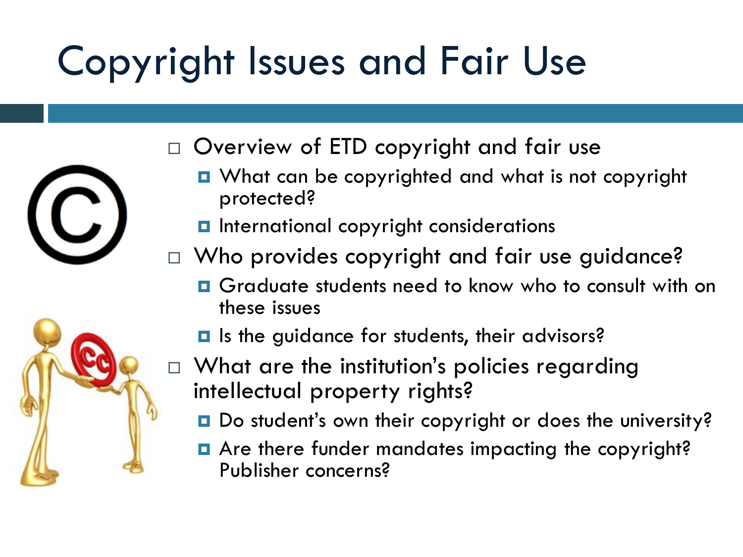# Copyright Issues and Fair Use

- Overview of ETD copyright and fair use
  - What can be copyrighted and what is not copyright protected?
  - International copyright considerations
- Who provides copyright and fair use guidance?
  - Graduate students need to know who to consult with on these issues
  - Is the guidance for students, their advisors?
- What are the institution's policies regarding intellectual property rights?
  - Do student's own their copyright or does the university?
  - Are there funder mandates impacting the copyright? Publisher concerns?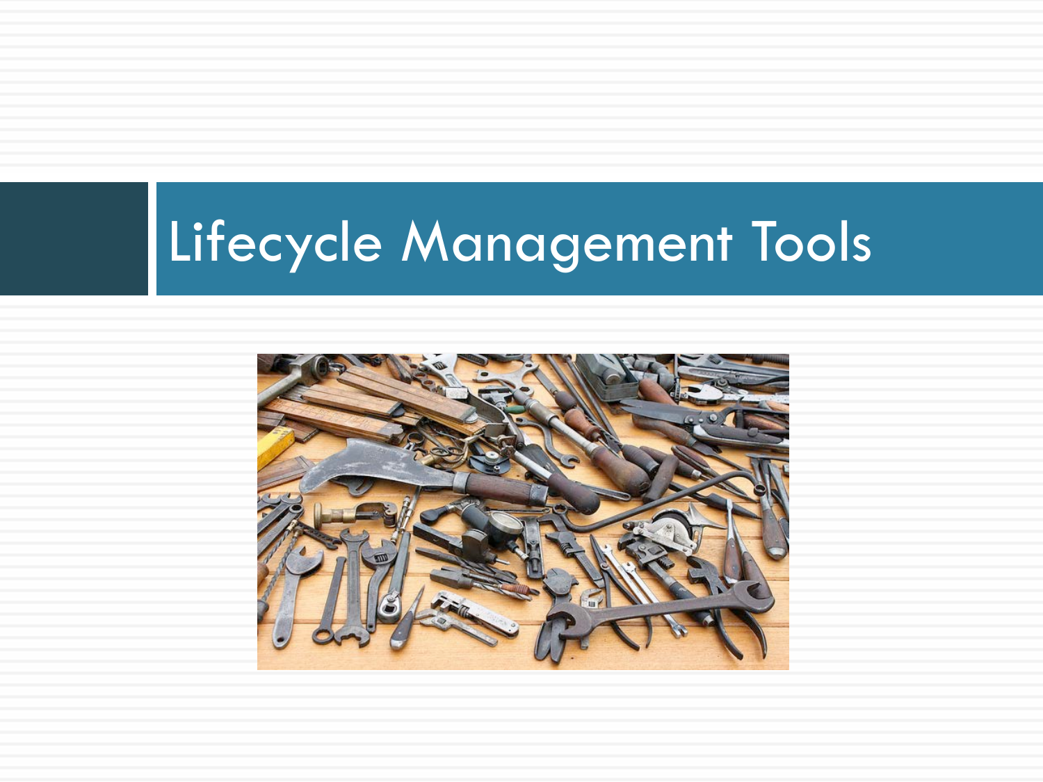# Lifecycle Management Tools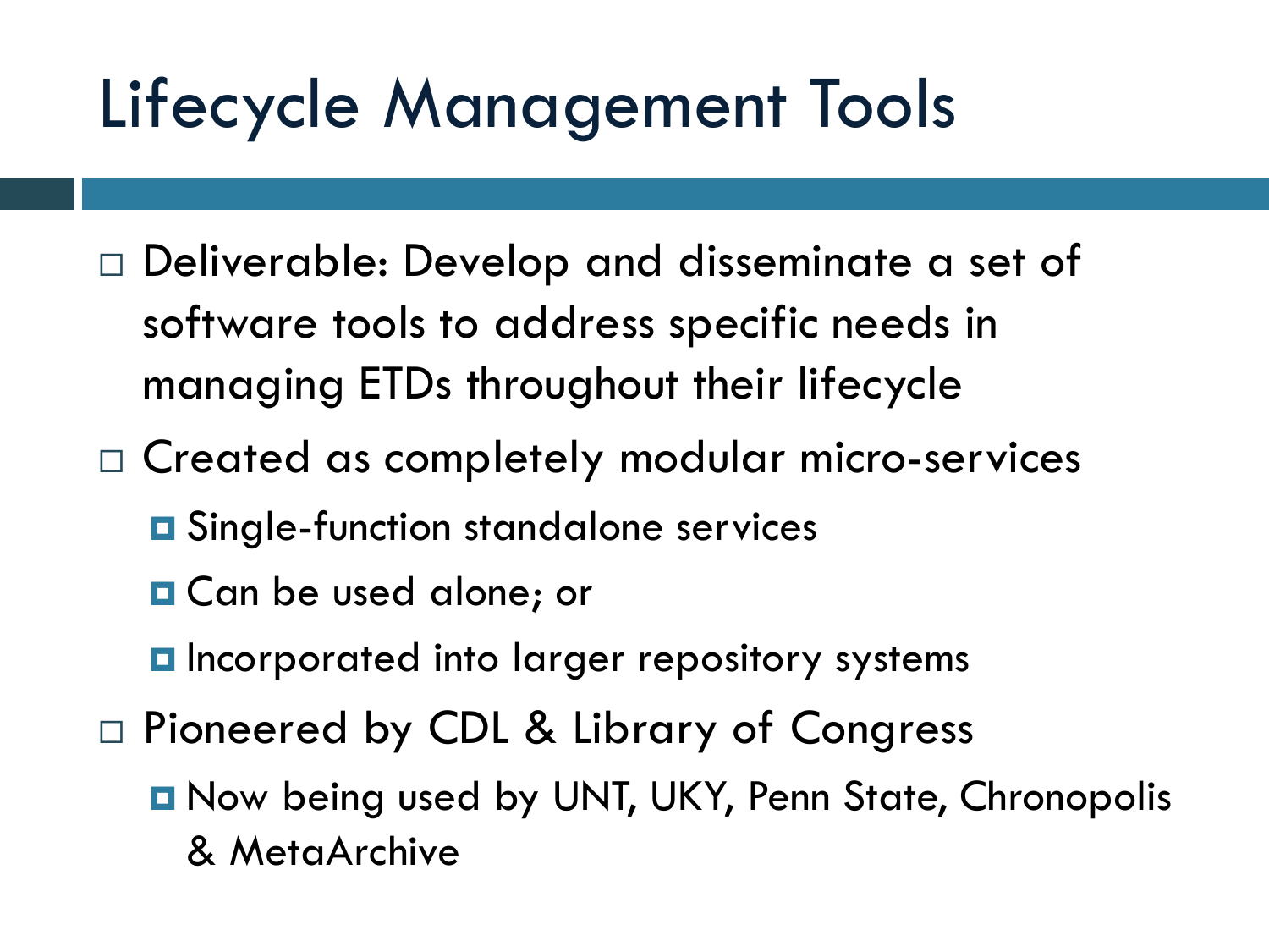# Lifecycle Management Tools

- Deliverable: Develop and disseminate a set of software tools to address specific needs in managing ETDs throughout their lifecycle
- Created as completely modular micro-services
  - Single-function standalone services
  - Can be used alone; or
  - Incorporated into larger repository systems
- Pioneered by CDL & Library of Congress
  - Now being used by UNT, UKY, Penn State, Chronopolis & MetaArchive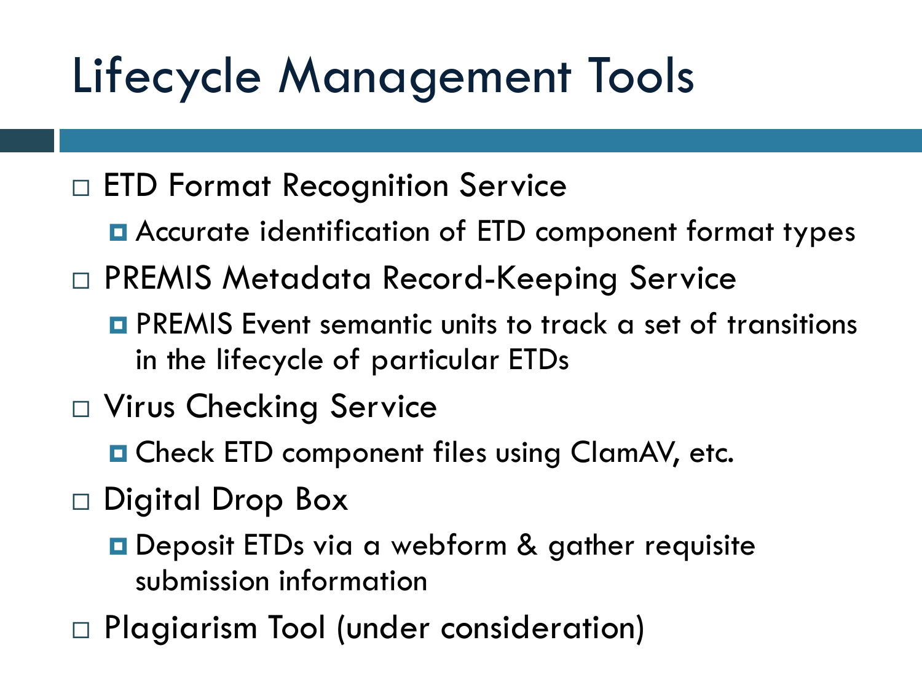# Lifecycle Management Tools

- ETD Format Recognition Service
  - Accurate identification of ETD component format types
- PREMIS Metadata Record-Keeping Service
  - PREMIS Event semantic units to track a set of transitions in the lifecycle of particular ETDs
- Virus Checking Service
  - Check ETD component files using ClamAV, etc.
- Digital Drop Box
  - Deposit ETDs via a webform & gather requisite submission information
- Plagiarism Tool (under consideration)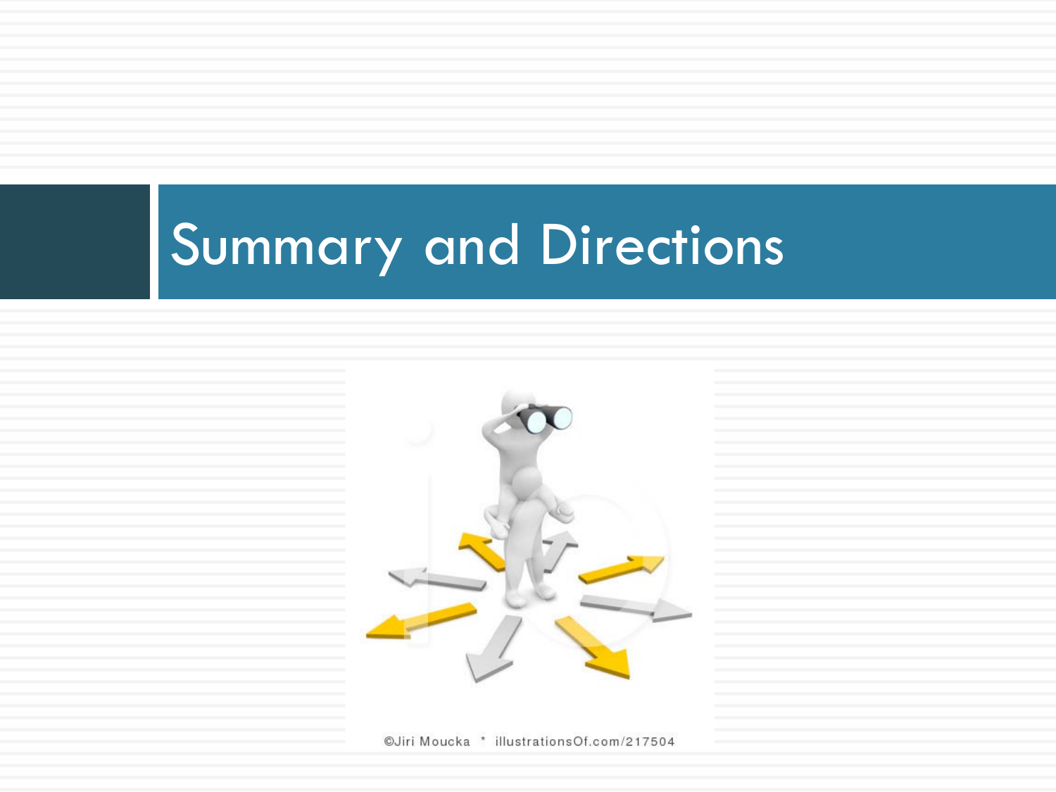# Summary and Directions

©Jiri Moucka * illustrationsOf.com/217504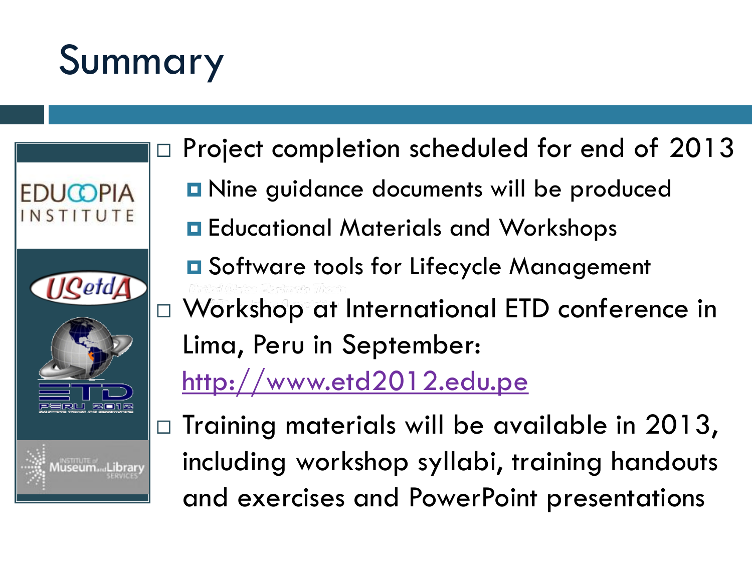# Summary

- Project completion scheduled for end of 2013
  - Nine guidance documents will be produced
  - Educational Materials and Workshops
  - Software tools for Lifecycle Management
- Workshop at International ETD conference in Lima, Peru in September: http://www.etd2012.edu.pe
- Training materials will be available in 2013, including workshop syllabi, training handouts and exercises and PowerPoint presentations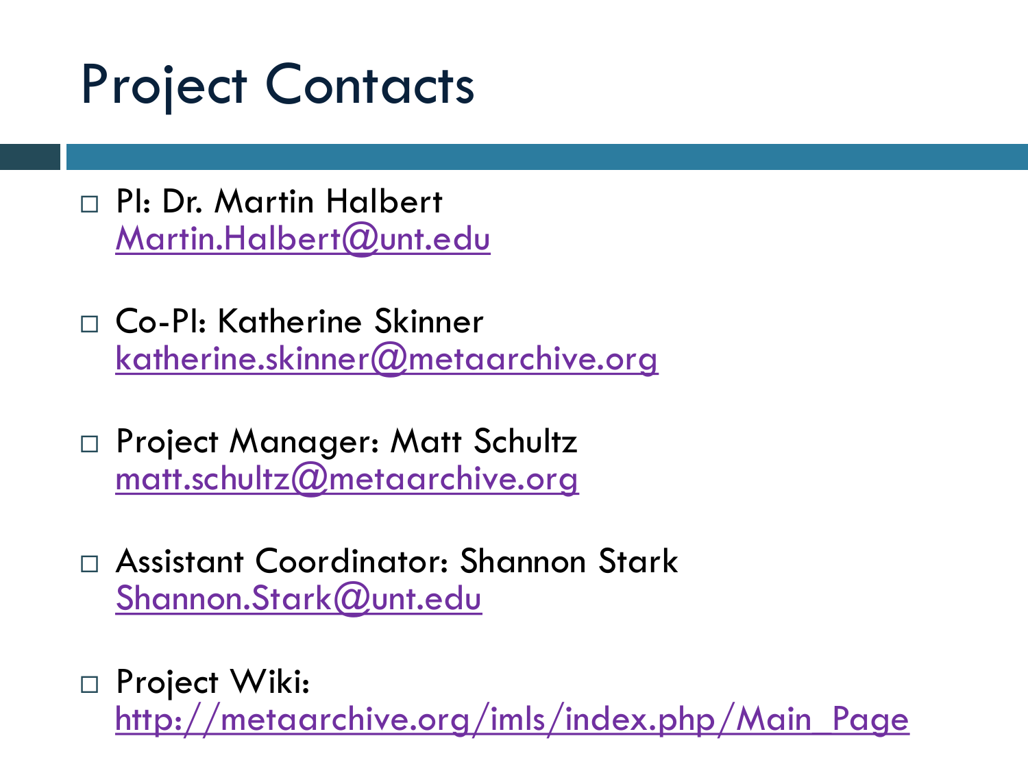# Project Contacts

- PI: Dr. Martin Halbert
  Martin.Halbert@unt.edu

- Co-PI: Katherine Skinner
  katherine.skinner@metaarchive.org

- Project Manager: Matt Schultz
  matt.schultz@metaarchive.org

- Assistant Coordinator: Shannon Stark
  Shannon.Stark@unt.edu

- Project Wiki:
  http://metaarchive.org/imls/index.php/Main_Page